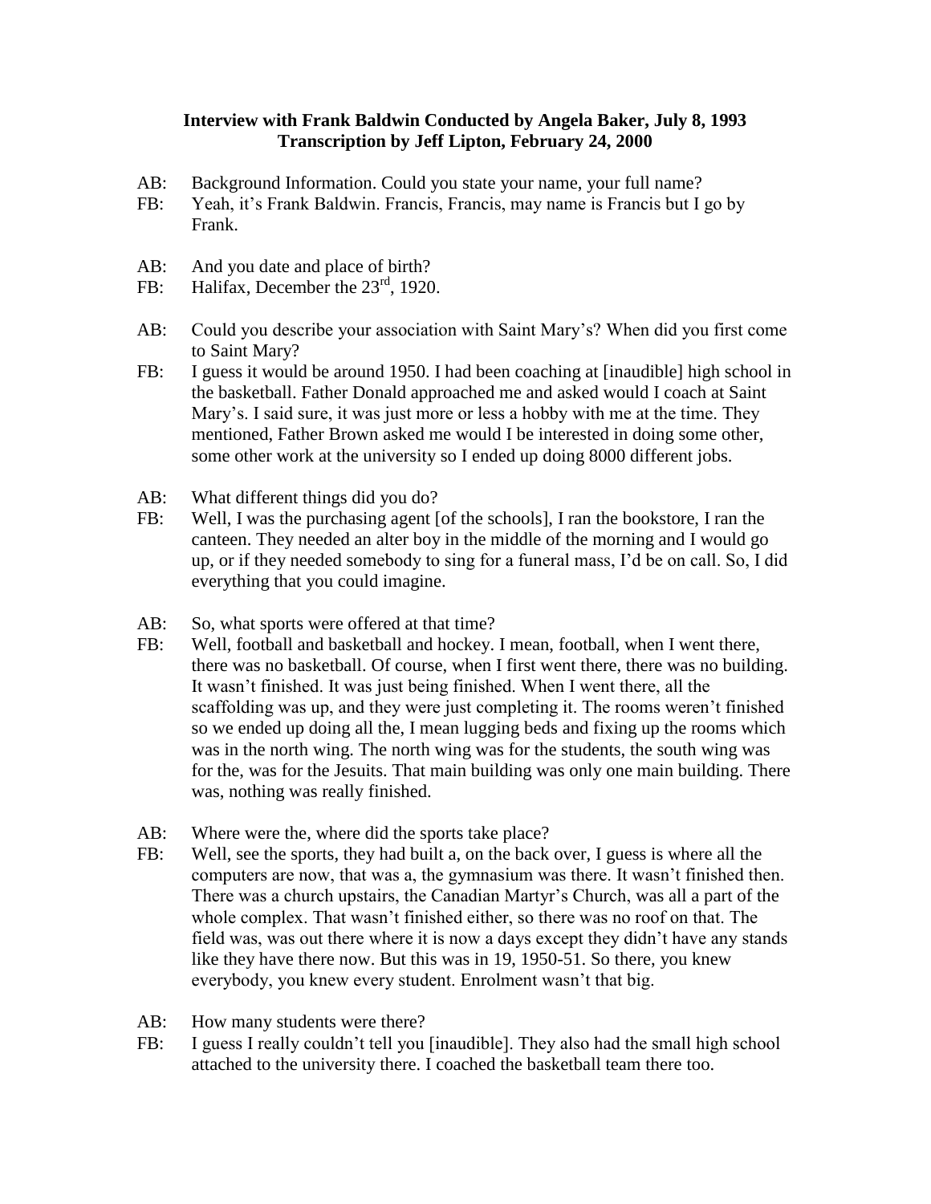**Interview with Frank Baldwin Conducted by Angela Baker, July 8, 1993**
**Transcription by Jeff Lipton, February 24, 2000**

AB: Background Information. Could you state your name, your full name?
FB: Yeah, it's Frank Baldwin. Francis, Francis, may name is Francis but I go by Frank.

AB: And you date and place of birth?
FB: Halifax, December the 23rd, 1920.

AB: Could you describe your association with Saint Mary's? When did you first come to Saint Mary?
FB: I guess it would be around 1950. I had been coaching at [inaudible] high school in the basketball. Father Donald approached me and asked would I coach at Saint Mary's. I said sure, it was just more or less a hobby with me at the time. They mentioned, Father Brown asked me would I be interested in doing some other, some other work at the university so I ended up doing 8000 different jobs.

AB: What different things did you do?
FB: Well, I was the purchasing agent [of the schools], I ran the bookstore, I ran the canteen. They needed an alter boy in the middle of the morning and I would go up, or if they needed somebody to sing for a funeral mass, I'd be on call. So, I did everything that you could imagine.

AB: So, what sports were offered at that time?
FB: Well, football and basketball and hockey. I mean, football, when I went there, there was no basketball. Of course, when I first went there, there was no building. It wasn't finished. It was just being finished. When I went there, all the scaffolding was up, and they were just completing it. The rooms weren't finished so we ended up doing all the, I mean lugging beds and fixing up the rooms which was in the north wing. The north wing was for the students, the south wing was for the, was for the Jesuits. That main building was only one main building. There was, nothing was really finished.

AB: Where were the, where did the sports take place?
FB: Well, see the sports, they had built a, on the back over, I guess is where all the computers are now, that was a, the gymnasium was there. It wasn't finished then. There was a church upstairs, the Canadian Martyr's Church, was all a part of the whole complex. That wasn't finished either, so there was no roof on that. The field was, was out there where it is now a days except they didn't have any stands like they have there now. But this was in 19, 1950-51. So there, you knew everybody, you knew every student. Enrolment wasn't that big.

AB: How many students were there?
FB: I guess I really couldn't tell you [inaudible]. They also had the small high school attached to the university there. I coached the basketball team there too.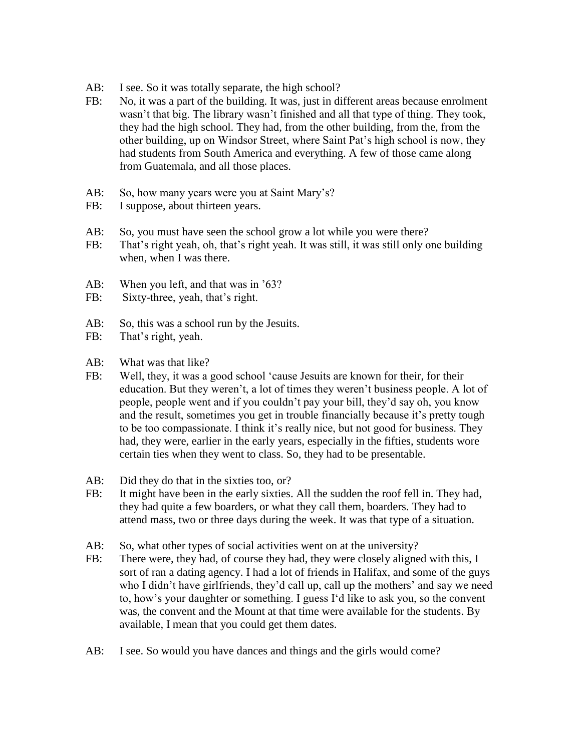AB: I see. So it was totally separate, the high school?

FB: No, it was a part of the building. It was, just in different areas because enrolment wasn't that big. The library wasn't finished and all that type of thing. They took, they had the high school. They had, from the other building, from the, from the other building, up on Windsor Street, where Saint Pat's high school is now, they had students from South America and everything. A few of those came along from Guatemala, and all those places.

AB: So, how many years were you at Saint Mary's?

FB: I suppose, about thirteen years.

AB: So, you must have seen the school grow a lot while you were there?

FB: That's right yeah, oh, that's right yeah. It was still, it was still only one building when, when I was there.

AB: When you left, and that was in '63?

FB: Sixty-three, yeah, that's right.

AB: So, this was a school run by the Jesuits.

FB: That's right, yeah.

AB: What was that like?

FB: Well, they, it was a good school 'cause Jesuits are known for their, for their education. But they weren't, a lot of times they weren't business people. A lot of people, people went and if you couldn't pay your bill, they'd say oh, you know and the result, sometimes you get in trouble financially because it's pretty tough to be too compassionate. I think it's really nice, but not good for business. They had, they were, earlier in the early years, especially in the fifties, students wore certain ties when they went to class. So, they had to be presentable.

AB: Did they do that in the sixties too, or?

FB: It might have been in the early sixties. All the sudden the roof fell in. They had, they had quite a few boarders, or what they call them, boarders. They had to attend mass, two or three days during the week. It was that type of a situation.

AB: So, what other types of social activities went on at the university?

FB: There were, they had, of course they had, they were closely aligned with this, I sort of ran a dating agency. I had a lot of friends in Halifax, and some of the guys who I didn't have girlfriends, they'd call up, call up the mothers' and say we need to, how's your daughter or something. I guess I'd like to ask you, so the convent was, the convent and the Mount at that time were available for the students. By available, I mean that you could get them dates.

AB: I see. So would you have dances and things and the girls would come?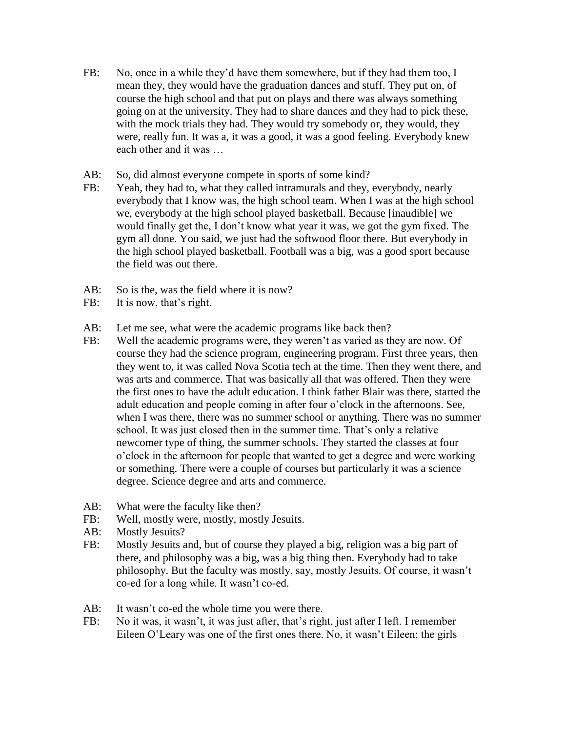FB: No, once in a while they'd have them somewhere, but if they had them too, I mean they, they would have the graduation dances and stuff. They put on, of course the high school and that put on plays and there was always something going on at the university. They had to share dances and they had to pick these, with the mock trials they had. They would try somebody or, they would, they were, really fun. It was a, it was a good, it was a good feeling. Everybody knew each other and it was …

AB: So, did almost everyone compete in sports of some kind?
FB: Yeah, they had to, what they called intramurals and they, everybody, nearly everybody that I know was, the high school team. When I was at the high school we, everybody at the high school played basketball. Because [inaudible] we would finally get the, I don't know what year it was, we got the gym fixed. The gym all done. You said, we just had the softwood floor there. But everybody in the high school played basketball. Football was a big, was a good sport because the field was out there.

AB: So is the, was the field where it is now?
FB: It is now, that's right.

AB: Let me see, what were the academic programs like back then?
FB: Well the academic programs were, they weren't as varied as they are now. Of course they had the science program, engineering program. First three years, then they went to, it was called Nova Scotia tech at the time. Then they went there, and was arts and commerce. That was basically all that was offered. Then they were the first ones to have the adult education. I think father Blair was there, started the adult education and people coming in after four o'clock in the afternoons. See, when I was there, there was no summer school or anything. There was no summer school. It was just closed then in the summer time. That's only a relative newcomer type of thing, the summer schools. They started the classes at four o'clock in the afternoon for people that wanted to get a degree and were working or something. There were a couple of courses but particularly it was a science degree. Science degree and arts and commerce.

AB: What were the faculty like then?
FB: Well, mostly were, mostly, mostly Jesuits.
AB: Mostly Jesuits?
FB: Mostly Jesuits and, but of course they played a big, religion was a big part of there, and philosophy was a big, was a big thing then. Everybody had to take philosophy. But the faculty was mostly, say, mostly Jesuits. Of course, it wasn't co-ed for a long while. It wasn't co-ed.

AB: It wasn't co-ed the whole time you were there.
FB: No it was, it wasn't, it was just after, that's right, just after I left. I remember Eileen O'Leary was one of the first ones there. No, it wasn't Eileen; the girls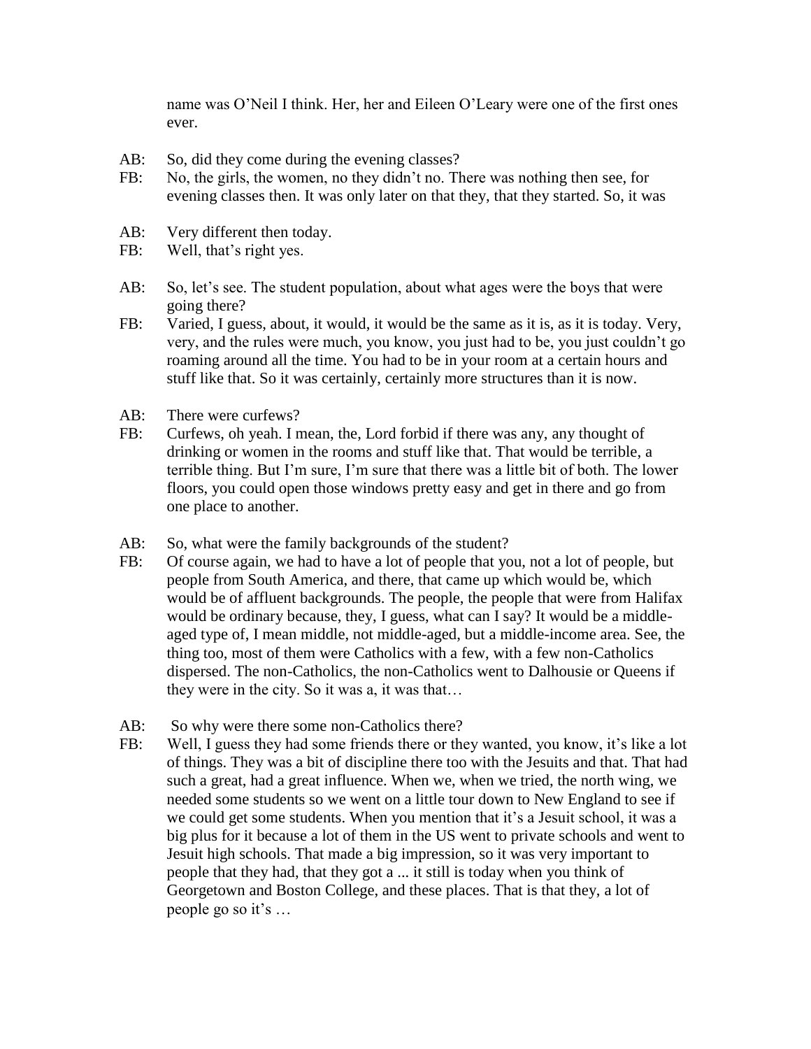name was O'Neil I think. Her, her and Eileen O'Leary were one of the first ones ever.

AB: So, did they come during the evening classes?

FB: No, the girls, the women, no they didn't no. There was nothing then see, for evening classes then. It was only later on that they, that they started. So, it was

AB: Very different then today.

FB: Well, that's right yes.

AB: So, let's see. The student population, about what ages were the boys that were going there?

FB: Varied, I guess, about, it would, it would be the same as it is, as it is today. Very, very, and the rules were much, you know, you just had to be, you just couldn't go roaming around all the time. You had to be in your room at a certain hours and stuff like that. So it was certainly, certainly more structures than it is now.

AB: There were curfews?

FB: Curfews, oh yeah. I mean, the, Lord forbid if there was any, any thought of drinking or women in the rooms and stuff like that. That would be terrible, a terrible thing. But I'm sure, I'm sure that there was a little bit of both. The lower floors, you could open those windows pretty easy and get in there and go from one place to another.

AB: So, what were the family backgrounds of the student?

FB: Of course again, we had to have a lot of people that you, not a lot of people, but people from South America, and there, that came up which would be, which would be of affluent backgrounds. The people, the people that were from Halifax would be ordinary because, they, I guess, what can I say? It would be a middle-aged type of, I mean middle, not middle-aged, but a middle-income area. See, the thing too, most of them were Catholics with a few, with a few non-Catholics dispersed. The non-Catholics, the non-Catholics went to Dalhousie or Queens if they were in the city. So it was a, it was that…

AB: So why were there some non-Catholics there?

FB: Well, I guess they had some friends there or they wanted, you know, it's like a lot of things. They was a bit of discipline there too with the Jesuits and that. That had such a great, had a great influence. When we, when we tried, the north wing, we needed some students so we went on a little tour down to New England to see if we could get some students. When you mention that it's a Jesuit school, it was a big plus for it because a lot of them in the US went to private schools and went to Jesuit high schools. That made a big impression, so it was very important to people that they had, that they got a ... it still is today when you think of Georgetown and Boston College, and these places. That is that they, a lot of people go so it's …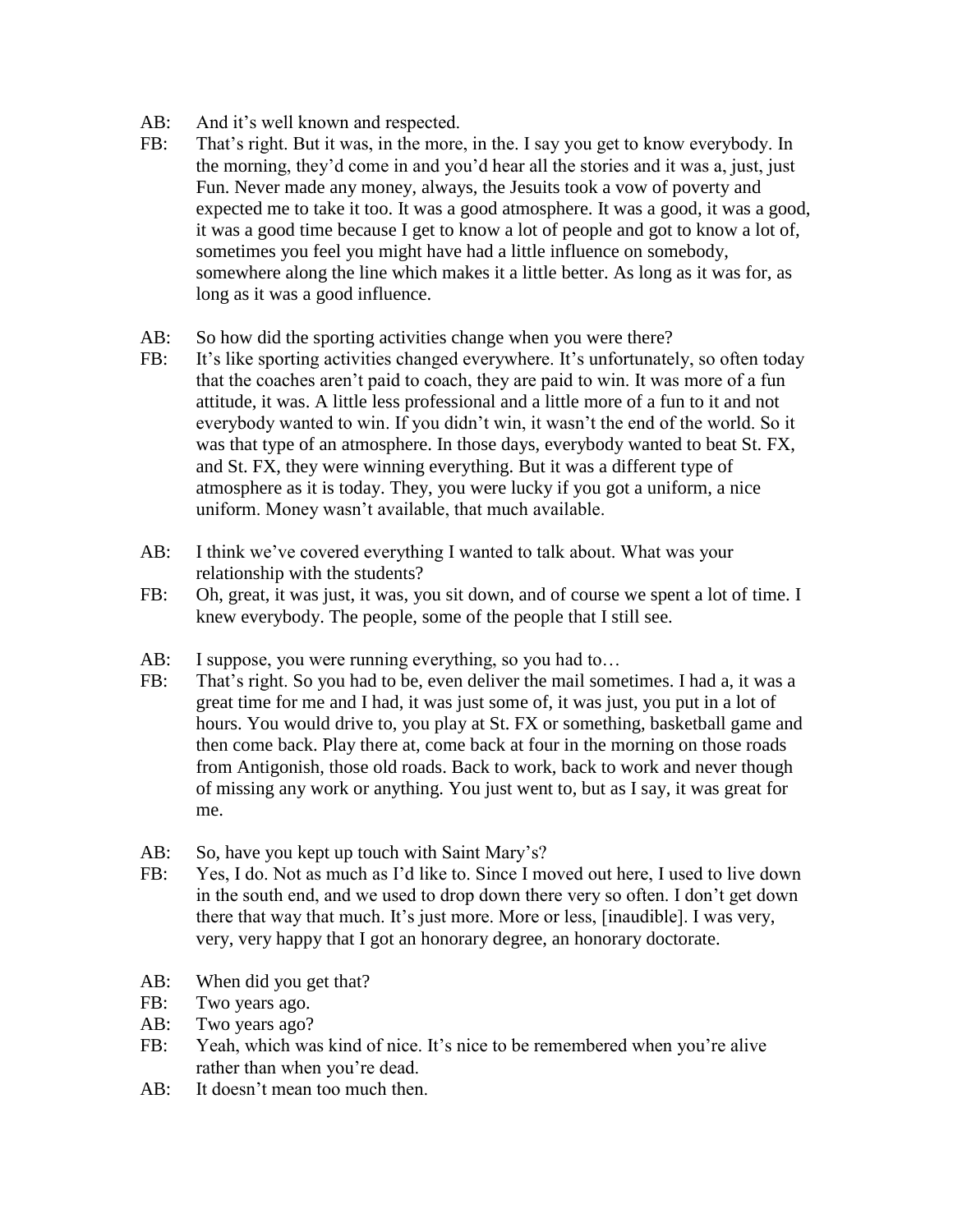AB: And it's well known and respected.

FB: That's right. But it was, in the more, in the. I say you get to know everybody. In the morning, they'd come in and you'd hear all the stories and it was a, just, just Fun. Never made any money, always, the Jesuits took a vow of poverty and expected me to take it too. It was a good atmosphere. It was a good, it was a good, it was a good time because I get to know a lot of people and got to know a lot of, sometimes you feel you might have had a little influence on somebody, somewhere along the line which makes it a little better. As long as it was for, as long as it was a good influence.

AB: So how did the sporting activities change when you were there?

FB: It's like sporting activities changed everywhere. It's unfortunately, so often today that the coaches aren't paid to coach, they are paid to win. It was more of a fun attitude, it was. A little less professional and a little more of a fun to it and not everybody wanted to win. If you didn't win, it wasn't the end of the world. So it was that type of an atmosphere. In those days, everybody wanted to beat St. FX, and St. FX, they were winning everything. But it was a different type of atmosphere as it is today. They, you were lucky if you got a uniform, a nice uniform. Money wasn't available, that much available.

AB: I think we've covered everything I wanted to talk about. What was your relationship with the students?

FB: Oh, great, it was just, it was, you sit down, and of course we spent a lot of time. I knew everybody. The people, some of the people that I still see.

AB: I suppose, you were running everything, so you had to…

FB: That's right. So you had to be, even deliver the mail sometimes. I had a, it was a great time for me and I had, it was just some of, it was just, you put in a lot of hours. You would drive to, you play at St. FX or something, basketball game and then come back. Play there at, come back at four in the morning on those roads from Antigonish, those old roads. Back to work, back to work and never though of missing any work or anything. You just went to, but as I say, it was great for me.

AB: So, have you kept up touch with Saint Mary's?

FB: Yes, I do. Not as much as I'd like to. Since I moved out here, I used to live down in the south end, and we used to drop down there very so often. I don't get down there that way that much. It's just more. More or less, [inaudible]. I was very, very, very happy that I got an honorary degree, an honorary doctorate.

AB: When did you get that?

FB: Two years ago.

AB: Two years ago?

FB: Yeah, which was kind of nice. It's nice to be remembered when you're alive rather than when you're dead.

AB: It doesn't mean too much then.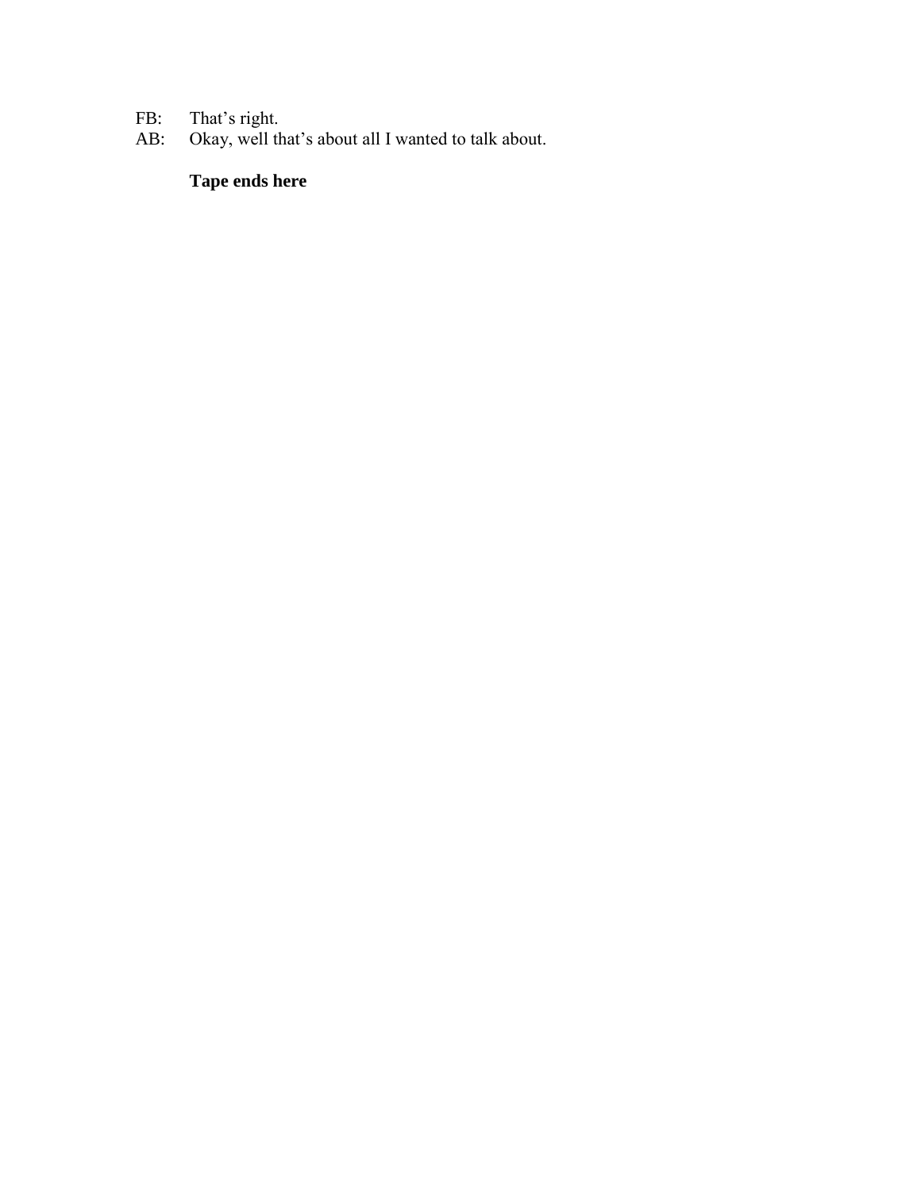FB: That's right.
AB: Okay, well that's about all I wanted to talk about.

**Tape ends here**